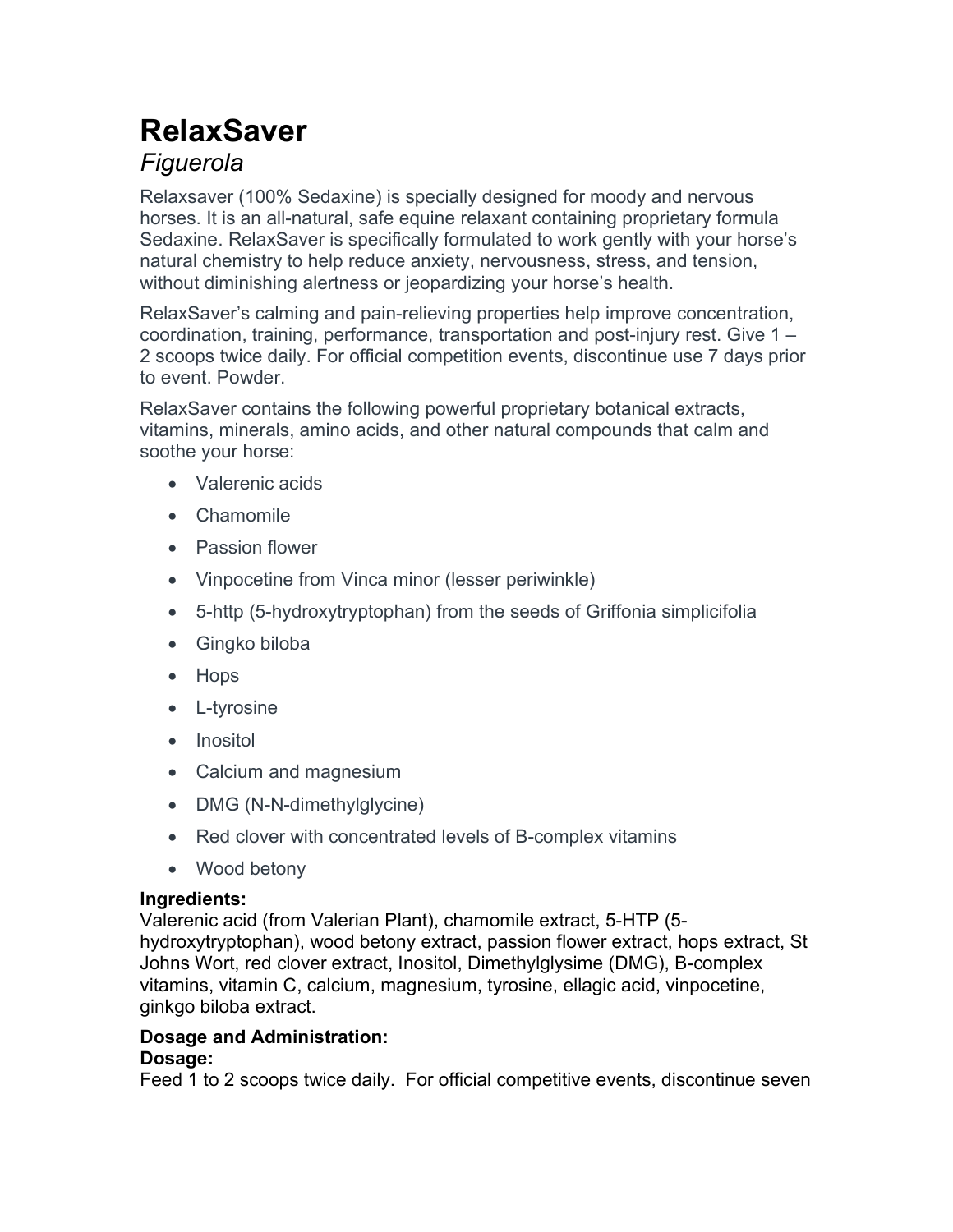# RelaxSaver

## *Figuerola*

Relaxsaver (100% Sedaxine) is specially designed for moody and nervous horses. It is an all-natural, safe equine relaxant containing proprietary formula Sedaxine. RelaxSaver is specifically formulated to work gently with your horse's natural chemistry to help reduce anxiety, nervousness, stress, and tension, without diminishing alertness or jeopardizing your horse's health.

RelaxSaver's calming and pain-relieving properties help improve concentration, coordination, training, performance, transportation and post-injury rest. Give 1 – 2 scoops twice daily. For official competition events, discontinue use 7 days prior to event. Powder.

RelaxSaver contains the following powerful proprietary botanical extracts, vitamins, minerals, amino acids, and other natural compounds that calm and soothe your horse:

- Valerenic acids
- Chamomile
- Passion flower
- Vinpocetine from Vinca minor (lesser periwinkle)
- 5-http (5-hydroxytryptophan) from the seeds of Griffonia simplicifolia
- Gingko biloba
- Hops
- L-tyrosine
- Inositol
- Calcium and magnesium
- DMG (N-N-dimethylglycine)
- Red clover with concentrated levels of B-complex vitamins
- Wood betony

**Ingredients:**
Valerenic acid (from Valerian Plant), chamomile extract, 5-HTP (5-hydroxytryptophan), wood betony extract, passion flower extract, hops extract, St Johns Wort, red clover extract, Inositol, Dimethylglysime (DMG), B-complex vitamins, vitamin C, calcium, magnesium, tyrosine, ellagic acid, vinpocetine, ginkgo biloba extract.

**Dosage and Administration:**

**Dosage:**
Feed 1 to 2 scoops twice daily. For official competitive events, discontinue seven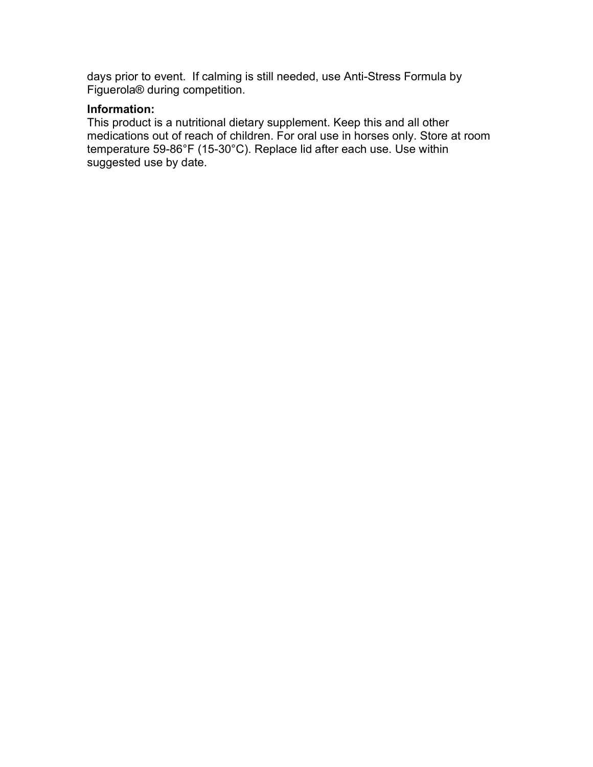days prior to event. If calming is still needed, use Anti-Stress Formula by Figuerola® during competition.

**Information:**
This product is a nutritional dietary supplement. Keep this and all other medications out of reach of children. For oral use in horses only. Store at room temperature 59-86°F (15-30°C). Replace lid after each use. Use within suggested use by date.